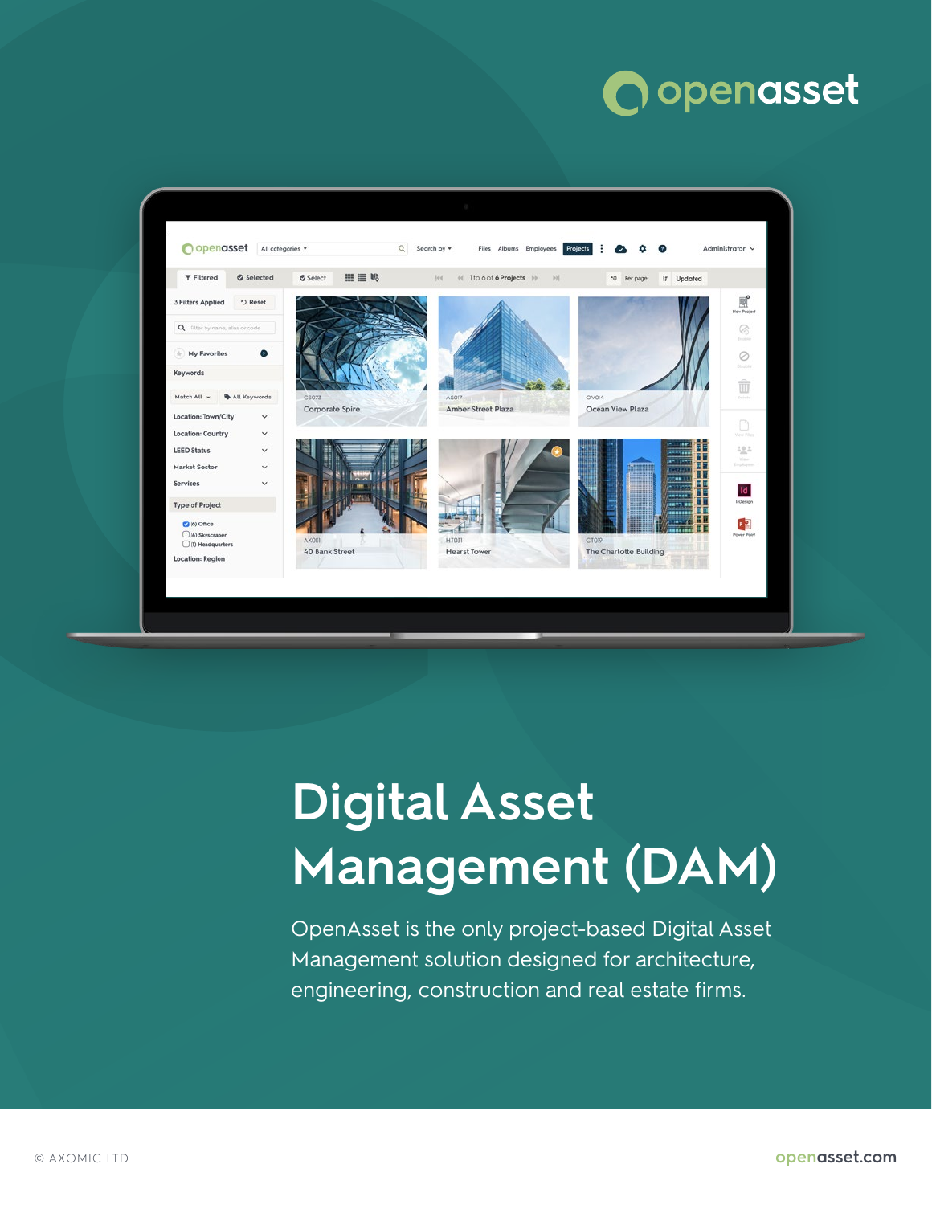openasset

# Digital Asset Management (DAM)

OpenAsset is the only project-based Digital Asset Management solution designed for architecture, engineering, construction and real estate firms.

© AXOMIC LTD.

openasset.com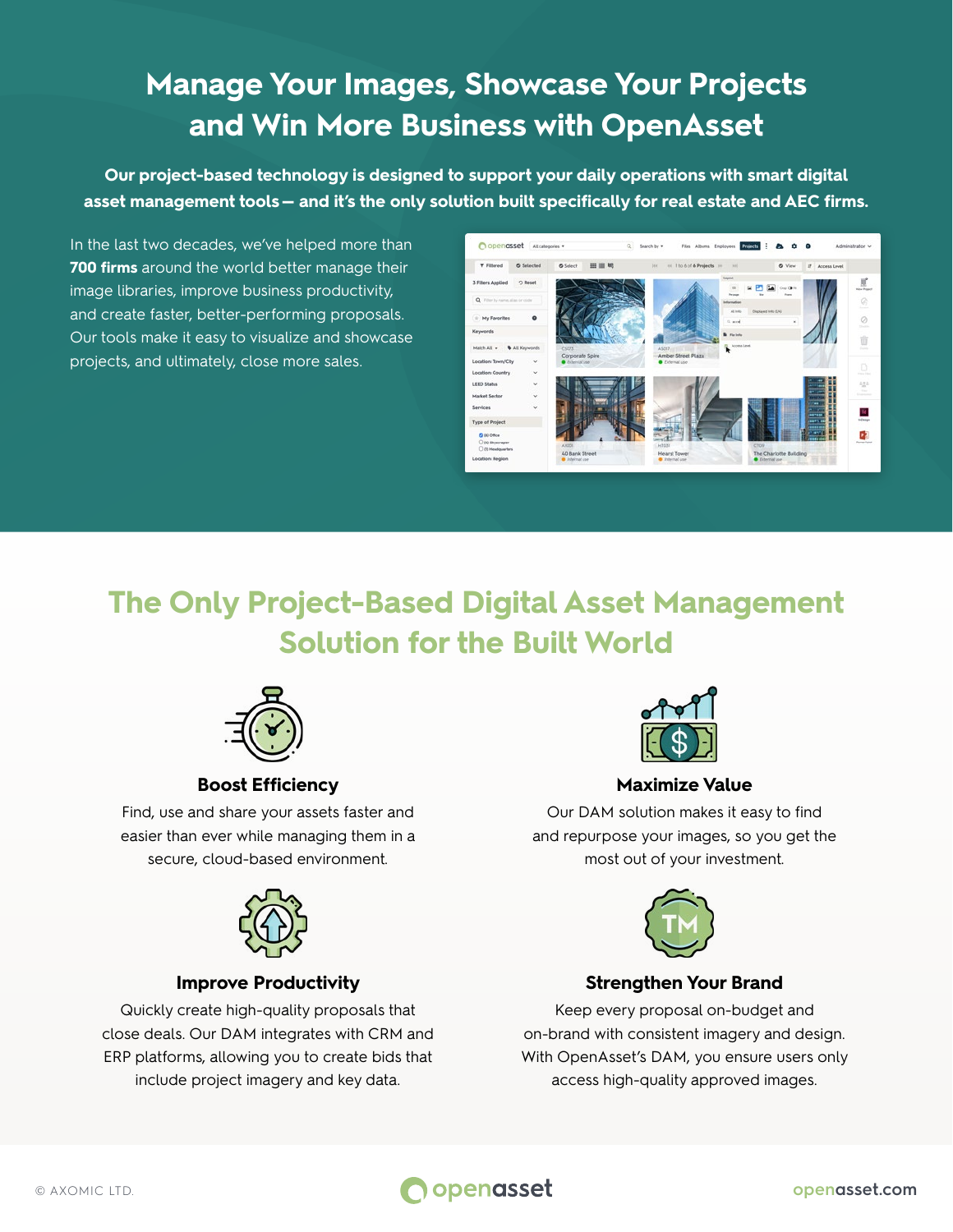# Manage Your Images, Showcase Your Projects and Win More Business with OpenAsset

**Our project-based technology is designed to support your daily operations with smart digital asset management tools — and it's the only solution built specifically for real estate and AEC firms.**

In the last two decades, we've helped more than **700 firms** around the world better manage their image libraries, improve business productivity, and create faster, better-performing proposals. Our tools make it easy to visualize and showcase projects, and ultimately, close more sales.

## The Only Project-Based Digital Asset Management Solution for the Built World

### Boost Efficiency

Find, use and share your assets faster and easier than ever while managing them in a secure, cloud-based environment.

### Maximize Value

Our DAM solution makes it easy to find and repurpose your images, so you get the most out of your investment.

### Improve Productivity

Quickly create high-quality proposals that close deals. Our DAM integrates with CRM and ERP platforms, allowing you to create bids that include project imagery and key data.

### Strengthen Your Brand

Keep every proposal on-budget and on-brand with consistent imagery and design. With OpenAsset's DAM, you ensure users only access high-quality approved images.

© AXOMIC LTD. openasset openasset.com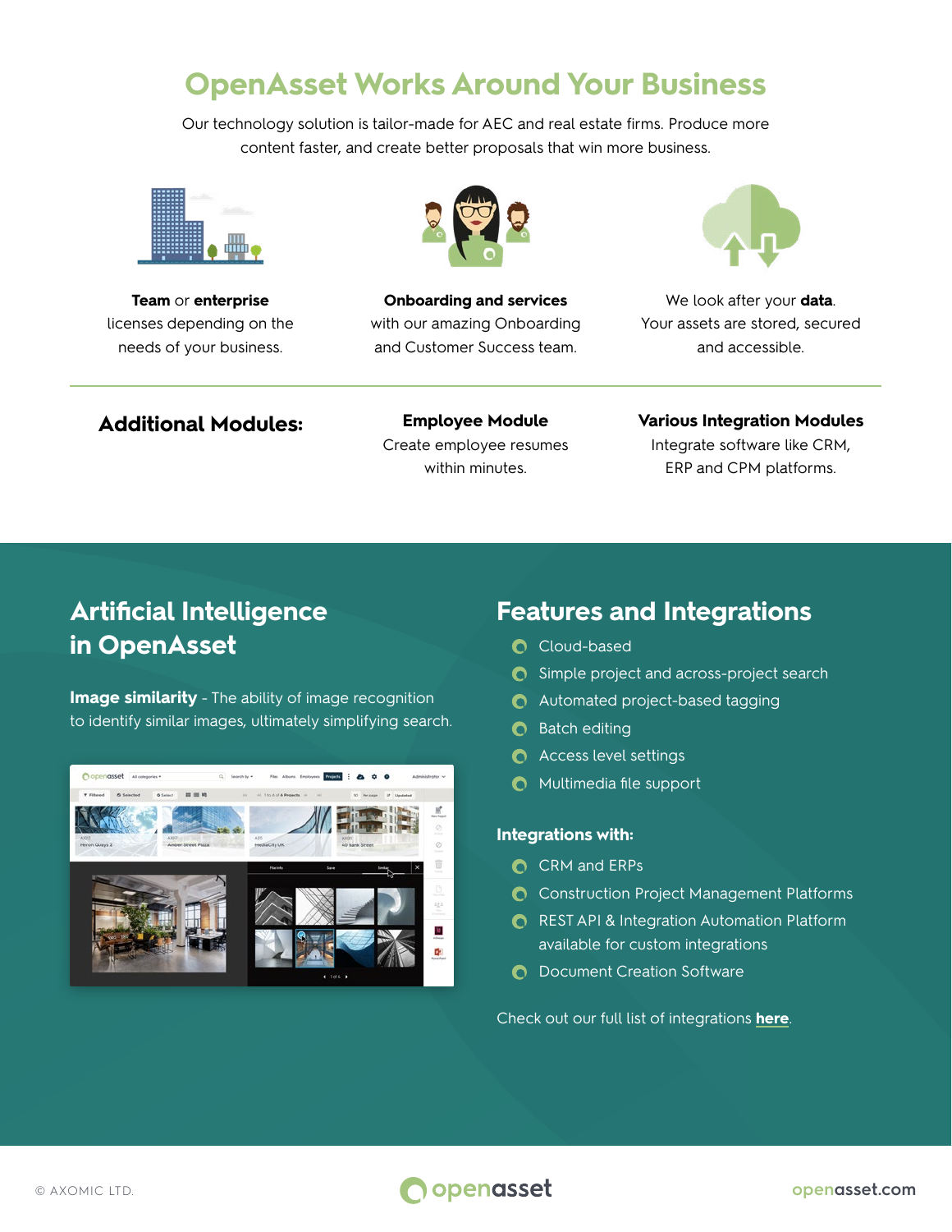# OpenAsset Works Around Your Business

Our technology solution is tailor-made for AEC and real estate firms. Produce more content faster, and create better proposals that win more business.

**Team** or **enterprise** licenses depending on the needs of your business.

**Onboarding and services** with our amazing Onboarding and Customer Success team.

We look after your **data**. Your assets are stored, secured and accessible.

## Additional Modules:

**Employee Module**
Create employee resumes within minutes.

**Various Integration Modules**
Integrate software like CRM, ERP and CPM platforms.

## Artificial Intelligence in OpenAsset

**Image similarity** - The ability of image recognition to identify similar images, ultimately simplifying search.

## Features and Integrations

- Cloud-based
- Simple project and across-project search
- Automated project-based tagging
- Batch editing
- Access level settings
- Multimedia file support

### Integrations with:

- CRM and ERPs
- Construction Project Management Platforms
- REST API & Integration Automation Platform available for custom integrations
- Document Creation Software

Check out our full list of integrations **here**.

© AXOMIC LTD.

openasset

openasset.com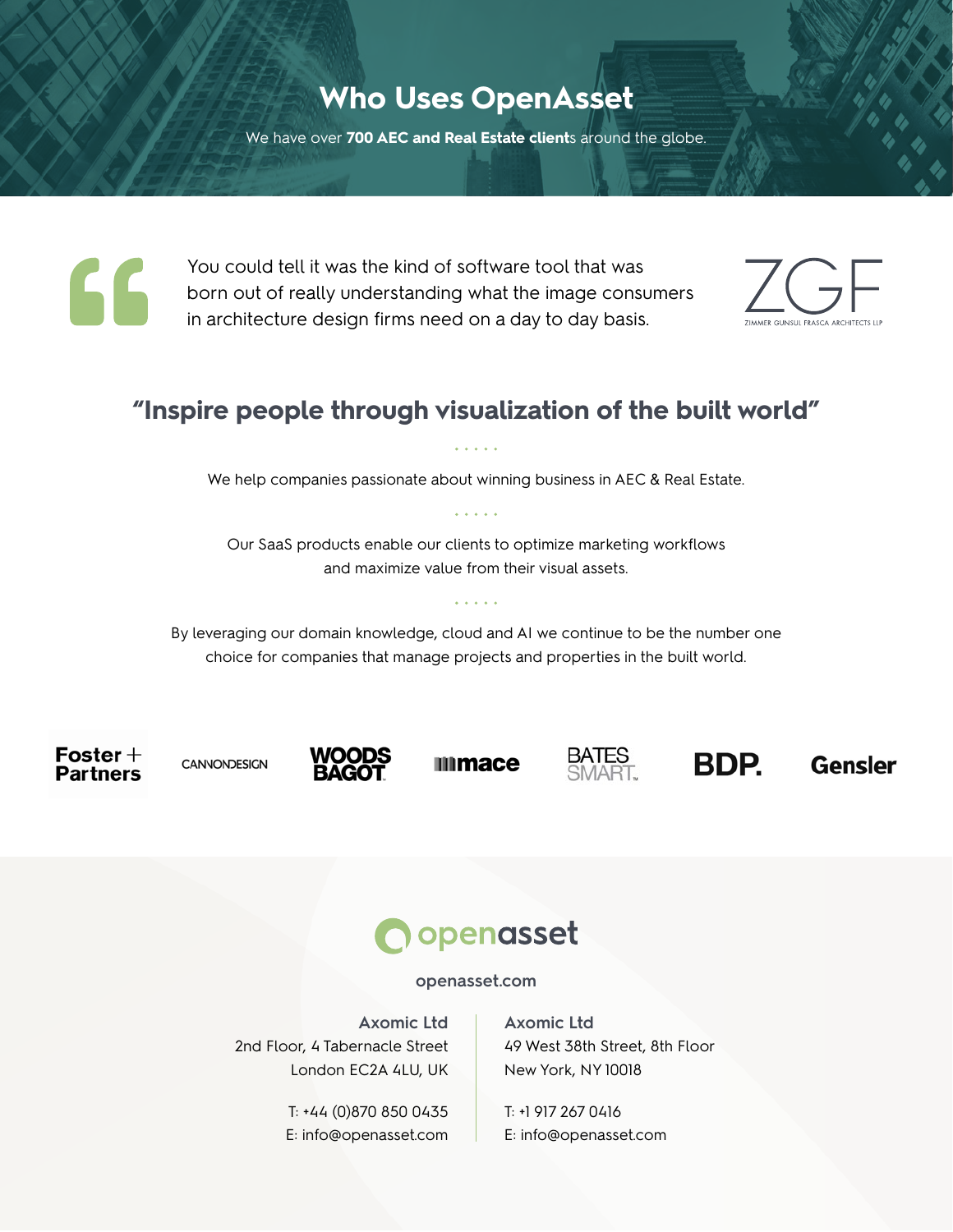# Who Uses OpenAsset

We have over **700 AEC and Real Estate client**s around the globe.

> You could tell it was the kind of software tool that was born out of really understanding what the image consumers in architecture design firms need on a day to day basis.

ZGF
ZIMMER GUNSUL FRASCA ARCHITECTS LLP

## "Inspire people through visualization of the built world"

We help companies passionate about winning business in AEC & Real Estate.

Our SaaS products enable our clients to optimize marketing workflows and maximize value from their visual assets.

By leveraging our domain knowledge, cloud and AI we continue to be the number one choice for companies that manage projects and properties in the built world.

Foster + Partners | CANNONDESIGN | WOODS BAGOT | mace | BATES SMART | BDP. | Gensler

openasset

openasset.com

**Axomic Ltd**
2nd Floor, 4 Tabernacle Street
London EC2A 4LU, UK

T: +44 (0)870 850 0435
E: info@openasset.com

**Axomic Ltd**
49 West 38th Street, 8th Floor
New York, NY 10018

T: +1 917 267 0416
E: info@openasset.com